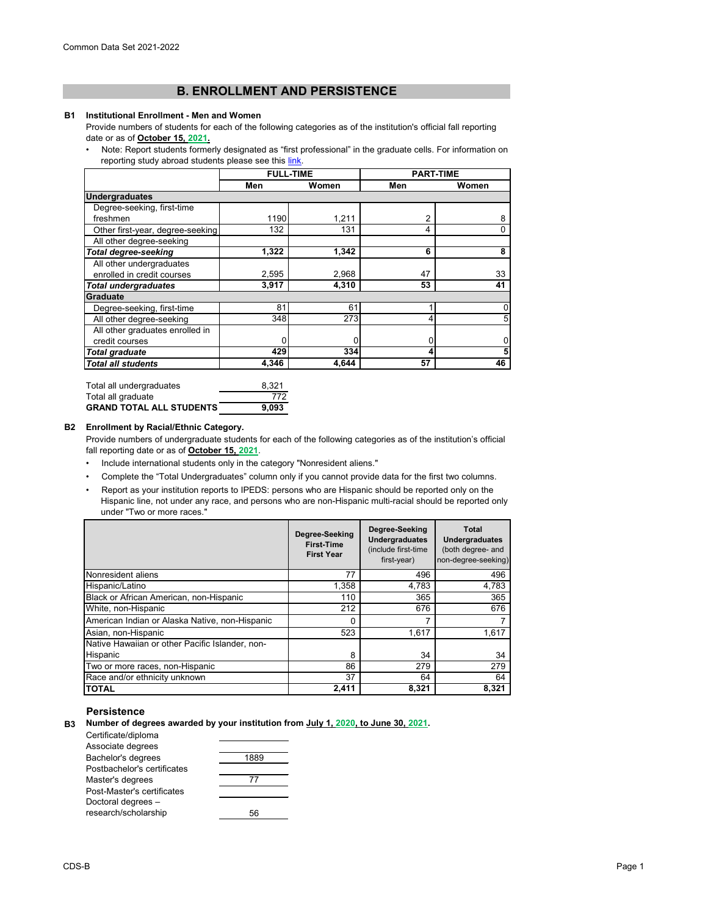## B. ENROLLMENT AND PERSISTENCE

**B1 Institutional Enrollment - Men and Women**

Provide numbers of students for each of the following categories as of the institution's official fall reporting date or as of **October 15, 2021.**

- Note: Report students formerly designated as "first professional" in the graduate cells. For information on reporting study abroad students please see this link.

| | FULL-TIME | | PART-TIME | |
|---|---|---|---|---|
| | Men | Women | Men | Women |
| **Undergraduates** | | | | |
| Degree-seeking, first-time freshmen | 1190 | 1,211 | 2 | 8 |
| Other first-year, degree-seeking | 132 | 131 | 4 | 0 |
| All other degree-seeking | | | | |
| ***Total degree-seeking*** | **1,322** | **1,342** | **6** | **8** |
| All other undergraduates enrolled in credit courses | 2,595 | 2,968 | 47 | 33 |
| ***Total undergraduates*** | **3,917** | **4,310** | **53** | **41** |
| **Graduate** | | | | |
| Degree-seeking, first-time | 81 | 61 | 1 | 0 |
| All other degree-seeking | 348 | 273 | 4 | 5 |
| All other graduates enrolled in credit courses | 0 | 0 | 0 | 0 |
| ***Total graduate*** | **429** | **334** | **4** | **5** |
| ***Total all students*** | **4,346** | **4,644** | **57** | **46** |

| | |
|---|---|
| Total all undergraduates | 8,321 |
| Total all graduate | 772 |
| **GRAND TOTAL ALL STUDENTS** | **9,093** |

**B2 Enrollment by Racial/Ethnic Category.**

Provide numbers of undergraduate students for each of the following categories as of the institution's official fall reporting date or as of **October 15, 2021**.

- Include international students only in the category "Nonresident aliens."
- Complete the "Total Undergraduates" column only if you cannot provide data for the first two columns.
- Report as your institution reports to IPEDS: persons who are Hispanic should be reported only on the Hispanic line, not under any race, and persons who are non-Hispanic multi-racial should be reported only under "Two or more races."

| | Degree-Seeking First-Time First Year | Degree-Seeking Undergraduates (include first-time first-year) | Total Undergraduates (both degree- and non-degree-seeking) |
|---|---|---|---|
| Nonresident aliens | 77 | 496 | 496 |
| Hispanic/Latino | 1,358 | 4,783 | 4,783 |
| Black or African American, non-Hispanic | 110 | 365 | 365 |
| White, non-Hispanic | 212 | 676 | 676 |
| American Indian or Alaska Native, non-Hispanic | 0 | 7 | 7 |
| Asian, non-Hispanic | 523 | 1,617 | 1,617 |
| Native Hawaiian or other Pacific Islander, non-Hispanic | 8 | 34 | 34 |
| Two or more races, non-Hispanic | 86 | 279 | 279 |
| Race and/or ethnicity unknown | 37 | 64 | 64 |
| **TOTAL** | **2,411** | **8,321** | **8,321** |

### Persistence

**B3 Number of degrees awarded by your institution from July 1, 2020, to June 30, 2021.**

| | |
|---|---|
| Certificate/diploma | |
| Associate degrees | |
| Bachelor's degrees | 1889 |
| Postbachelor's certificates | |
| Master's degrees | 77 |
| Post-Master's certificates | |
| Doctoral degrees – research/scholarship | 56 |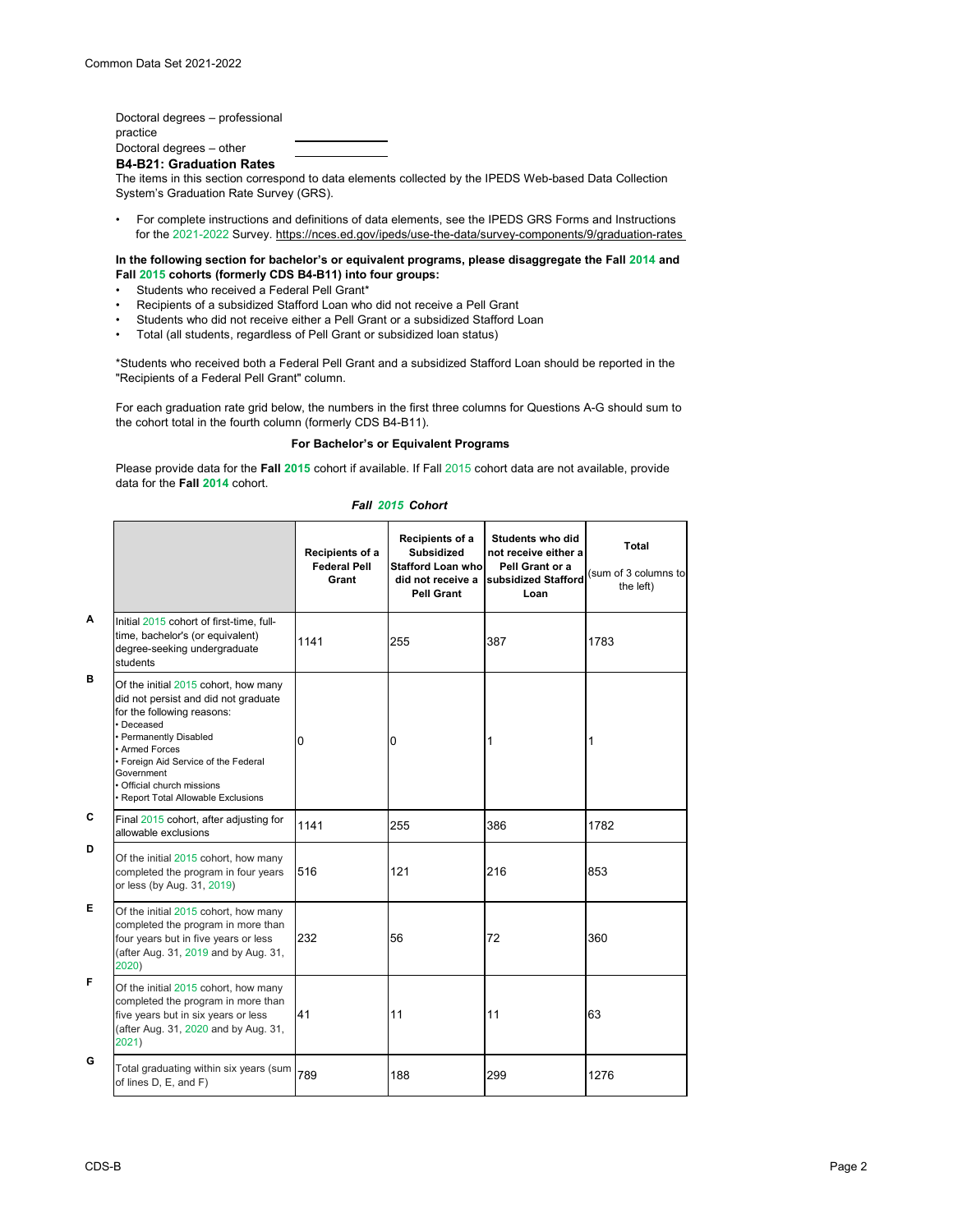Doctoral degrees – professional practice ______

Doctoral degrees – other ______

### B4-B21: Graduation Rates

The items in this section correspond to data elements collected by the IPEDS Web-based Data Collection System's Graduation Rate Survey (GRS).

- For complete instructions and definitions of data elements, see the IPEDS GRS Forms and Instructions for the 2021-2022 Survey. https://nces.ed.gov/ipeds/use-the-data/survey-components/9/graduation-rates

**In the following section for bachelor's or equivalent programs, please disaggregate the Fall 2014 and Fall 2015 cohorts (formerly CDS B4-B11) into four groups:**

- Students who received a Federal Pell Grant*
- Recipients of a subsidized Stafford Loan who did not receive a Pell Grant
- Students who did not receive either a Pell Grant or a subsidized Stafford Loan
- Total (all students, regardless of Pell Grant or subsidized loan status)

*Students who received both a Federal Pell Grant and a subsidized Stafford Loan should be reported in the "Recipients of a Federal Pell Grant" column.

For each graduation rate grid below, the numbers in the first three columns for Questions A-G should sum to the cohort total in the fourth column (formerly CDS B4-B11).

**For Bachelor's or Equivalent Programs**

Please provide data for the **Fall 2015** cohort if available. If Fall 2015 cohort data are not available, provide data for the **Fall 2014** cohort.

***Fall 2015 Cohort***

| | | Recipients of a Federal Pell Grant | Recipients of a Subsidized Stafford Loan who did not receive a Pell Grant | Students who did not receive either a Pell Grant or a subsidized Stafford Loan | Total (sum of 3 columns to the left) |
|---|---|---|---|---|---|
| A | Initial 2015 cohort of first-time, full-time, bachelor's (or equivalent) degree-seeking undergraduate students | 1141 | 255 | 387 | 1783 |
| B | Of the initial 2015 cohort, how many did not persist and did not graduate for the following reasons: • Deceased • Permanently Disabled • Armed Forces • Foreign Aid Service of the Federal Government • Official church missions • Report Total Allowable Exclusions | 0 | 0 | 1 | 1 |
| C | Final 2015 cohort, after adjusting for allowable exclusions | 1141 | 255 | 386 | 1782 |
| D | Of the initial 2015 cohort, how many completed the program in four years or less (by Aug. 31, 2019) | 516 | 121 | 216 | 853 |
| E | Of the initial 2015 cohort, how many completed the program in more than four years but in five years or less (after Aug. 31, 2019 and by Aug. 31, 2020) | 232 | 56 | 72 | 360 |
| F | Of the initial 2015 cohort, how many completed the program in more than five years but in six years or less (after Aug. 31, 2020 and by Aug. 31, 2021) | 41 | 11 | 11 | 63 |
| G | Total graduating within six years (sum of lines D, E, and F) | 789 | 188 | 299 | 1276 |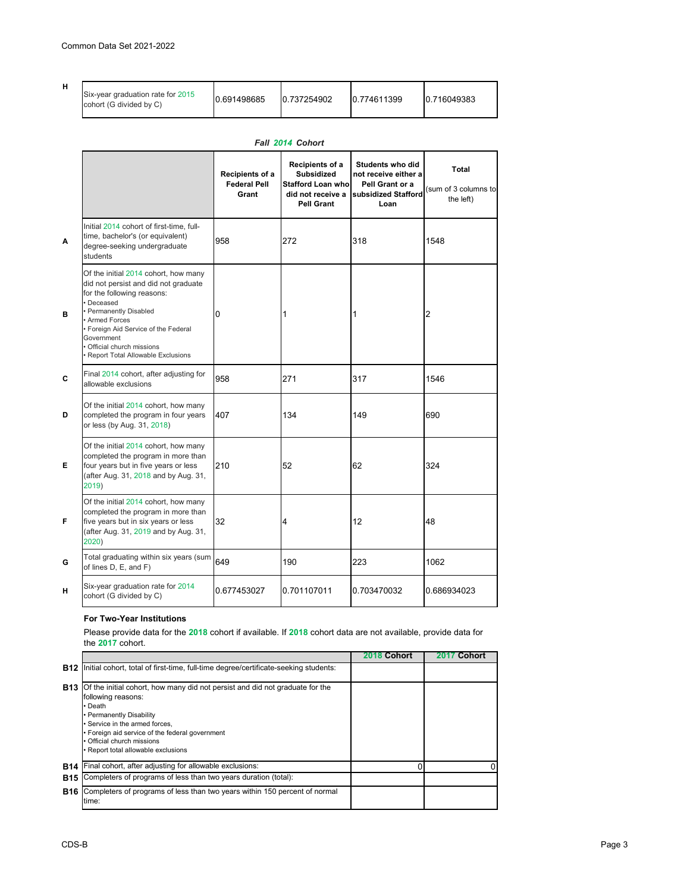| | | | | | |
|---|---|---|---|---|---|
| H | Six-year graduation rate for 2015 cohort (G divided by C) | 0.691498685 | 0.737254902 | 0.774611399 | 0.716049383 |

*Fall 2014 Cohort*

| | | Recipients of a Federal Pell Grant | Recipients of a Subsidized Stafford Loan who did not receive a Pell Grant | Students who did not receive either a Pell Grant or a subsidized Stafford Loan | Total (sum of 3 columns to the left) |
|---|---|---|---|---|---|
| A | Initial 2014 cohort of first-time, full-time, bachelor's (or equivalent) degree-seeking undergraduate students | 958 | 272 | 318 | 1548 |
| B | Of the initial 2014 cohort, how many did not persist and did not graduate for the following reasons: • Deceased • Permanently Disabled • Armed Forces • Foreign Aid Service of the Federal Government • Official church missions • Report Total Allowable Exclusions | 0 | 1 | 1 | 2 |
| C | Final 2014 cohort, after adjusting for allowable exclusions | 958 | 271 | 317 | 1546 |
| D | Of the initial 2014 cohort, how many completed the program in four years or less (by Aug. 31, 2018) | 407 | 134 | 149 | 690 |
| E | Of the initial 2014 cohort, how many completed the program in more than four years but in five years or less (after Aug. 31, 2018 and by Aug. 31, 2019) | 210 | 52 | 62 | 324 |
| F | Of the initial 2014 cohort, how many completed the program in more than five years but in six years or less (after Aug. 31, 2019 and by Aug. 31, 2020) | 32 | 4 | 12 | 48 |
| G | Total graduating within six years (sum of lines D, E, and F) | 649 | 190 | 223 | 1062 |
| H | Six-year graduation rate for 2014 cohort (G divided by C) | 0.677453027 | 0.701107011 | 0.703470032 | 0.686934023 |

**For Two-Year Institutions**

Please provide data for the **2018** cohort if available. If **2018** cohort data are not available, provide data for the **2017** cohort.

| | | 2018 Cohort | 2017 Cohort |
|---|---|---|---|
| B12 | Initial cohort, total of first-time, full-time degree/certificate-seeking students: | | |
| B13 | Of the initial cohort, how many did not persist and did not graduate for the following reasons: • Death • Permanently Disability • Service in the armed forces, • Foreign aid service of the federal government • Official church missions • Report total allowable exclusions | | |
| B14 | Final cohort, after adjusting for allowable exclusions: | 0 | 0 |
| B15 | Completers of programs of less than two years duration (total): | | |
| B16 | Completers of programs of less than two years within 150 percent of normal time: | | |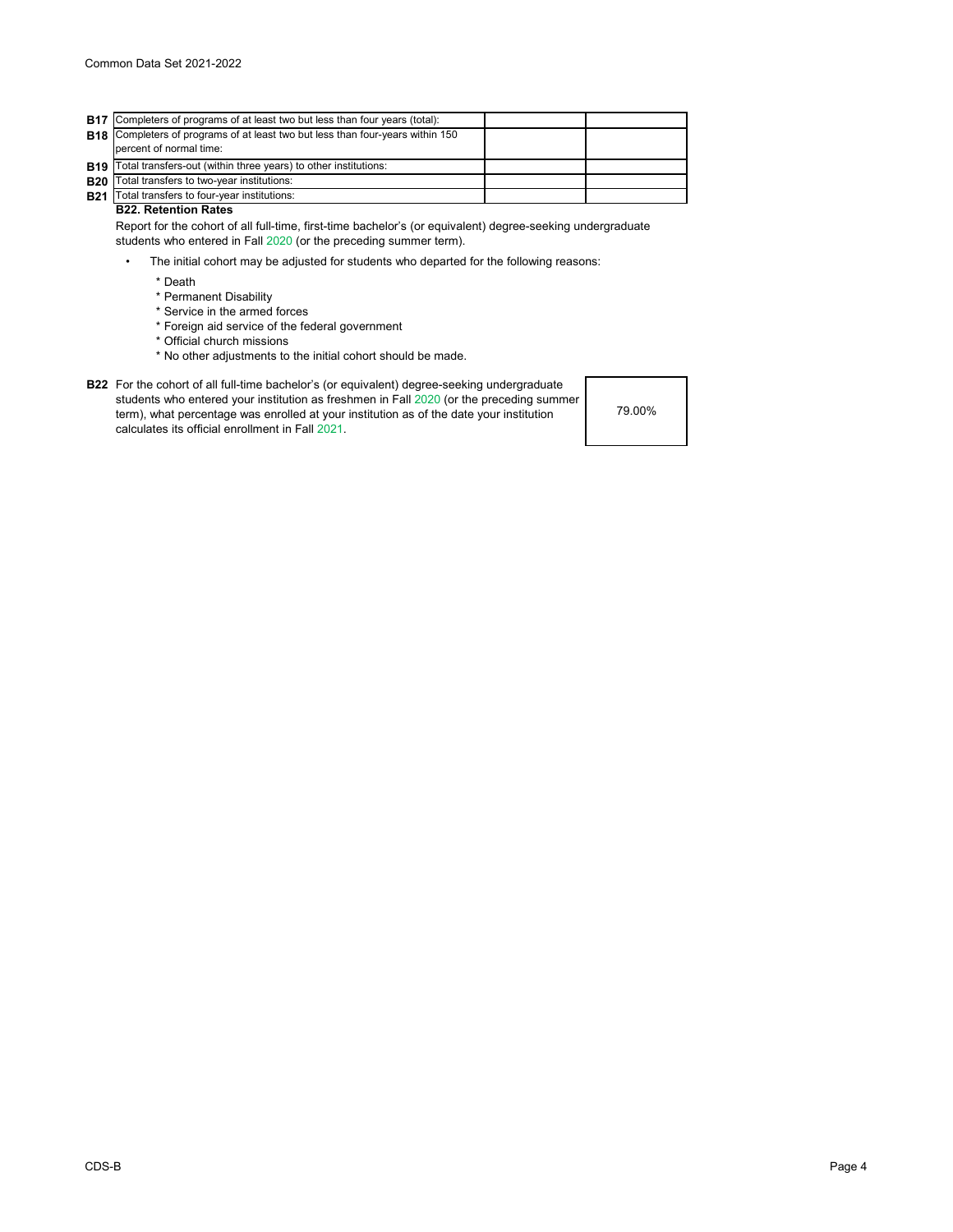| | | | |
|---|---|---|---|
| **B17** | Completers of programs of at least two but less than four years (total): | | |
| **B18** | Completers of programs of at least two but less than four-years within 150 percent of normal time: | | |
| **B19** | Total transfers-out (within three years) to other institutions: | | |
| **B20** | Total transfers to two-year institutions: | | |
| **B21** | Total transfers to four-year institutions: | | |

**B22. Retention Rates**

Report for the cohort of all full-time, first-time bachelor's (or equivalent) degree-seeking undergraduate students who entered in Fall 2020 (or the preceding summer term).

- The initial cohort may be adjusted for students who departed for the following reasons:

  * Death
  * Permanent Disability
  * Service in the armed forces
  * Foreign aid service of the federal government
  * Official church missions
  * No other adjustments to the initial cohort should be made.

| | | |
|---|---|---|
| **B22** | For the cohort of all full-time bachelor's (or equivalent) degree-seeking undergraduate students who entered your institution as freshmen in Fall 2020 (or the preceding summer term), what percentage was enrolled at your institution as of the date your institution calculates its official enrollment in Fall 2021. | 79.00% |